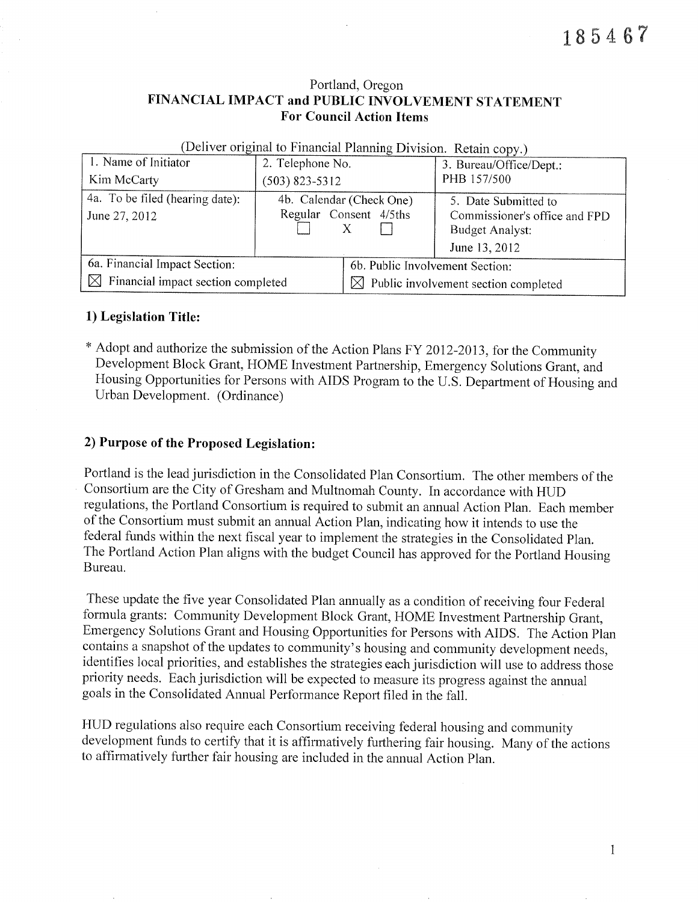185467

Portland, Oregon
**FINANCIAL IMPACT and PUBLIC INVOLVEMENT STATEMENT**
**For Council Action Items**

(Deliver original to Financial Planning Division. Retain copy.)

| 1. Name of Initiator<br>Kim McCarty | 2. Telephone No.<br>(503) 823-5312 | 3. Bureau/Office/Dept.:<br>PHB 157/500 |
|---|---|---|
| 4a. To be filed (hearing date):<br>June 27, 2012 | 4b. Calendar (Check One)<br>Regular ☐ Consent X 4/5ths ☐ | 5. Date Submitted to Commissioner's office and FPD Budget Analyst:<br>June 13, 2012 |
| 6a. Financial Impact Section:<br>☒ Financial impact section completed | 6b. Public Involvement Section:<br>☒ Public involvement section completed | |

## 1) Legislation Title:

* Adopt and authorize the submission of the Action Plans FY 2012-2013, for the Community Development Block Grant, HOME Investment Partnership, Emergency Solutions Grant, and Housing Opportunities for Persons with AIDS Program to the U.S. Department of Housing and Urban Development. (Ordinance)

## 2) Purpose of the Proposed Legislation:

Portland is the lead jurisdiction in the Consolidated Plan Consortium. The other members of the Consortium are the City of Gresham and Multnomah County. In accordance with HUD regulations, the Portland Consortium is required to submit an annual Action Plan. Each member of the Consortium must submit an annual Action Plan, indicating how it intends to use the federal funds within the next fiscal year to implement the strategies in the Consolidated Plan. The Portland Action Plan aligns with the budget Council has approved for the Portland Housing Bureau.

These update the five year Consolidated Plan annually as a condition of receiving four Federal formula grants: Community Development Block Grant, HOME Investment Partnership Grant, Emergency Solutions Grant and Housing Opportunities for Persons with AIDS. The Action Plan contains a snapshot of the updates to community's housing and community development needs, identifies local priorities, and establishes the strategies each jurisdiction will use to address those priority needs. Each jurisdiction will be expected to measure its progress against the annual goals in the Consolidated Annual Performance Report filed in the fall.

HUD regulations also require each Consortium receiving federal housing and community development funds to certify that it is affirmatively furthering fair housing. Many of the actions to affirmatively further fair housing are included in the annual Action Plan.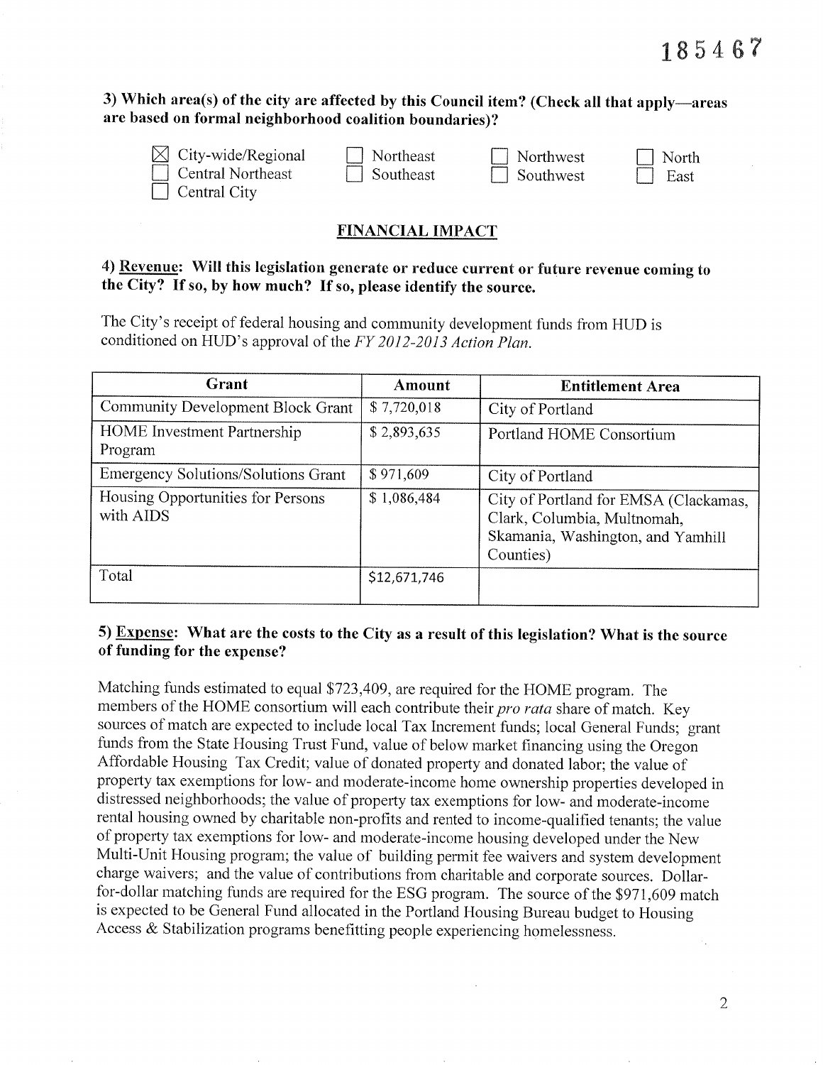185467

**3) Which area(s) of the city are affected by this Council item? (Check all that apply—areas are based on formal neighborhood coalition boundaries)?**

- [x] City-wide/Regional
- [ ] Central Northeast
- [ ] Central City
- [ ] Northeast
- [ ] Southeast
- [ ] Northwest
- [ ] Southwest
- [ ] North
- [ ] East

## FINANCIAL IMPACT

**4) Revenue: Will this legislation generate or reduce current or future revenue coming to the City? If so, by how much? If so, please identify the source.**

The City's receipt of federal housing and community development funds from HUD is conditioned on HUD's approval of the *FY 2012-2013 Action Plan.*

| Grant | Amount | Entitlement Area |
|---|---|---|
| Community Development Block Grant | $ 7,720,018 | City of Portland |
| HOME Investment Partnership Program | $ 2,893,635 | Portland HOME Consortium |
| Emergency Solutions/Solutions Grant | $ 971,609 | City of Portland |
| Housing Opportunities for Persons with AIDS | $ 1,086,484 | City of Portland for EMSA (Clackamas, Clark, Columbia, Multnomah, Skamania, Washington, and Yamhill Counties) |
| Total | $12,671,746 | |

**5) Expense: What are the costs to the City as a result of this legislation? What is the source of funding for the expense?**

Matching funds estimated to equal $723,409, are required for the HOME program. The members of the HOME consortium will each contribute their *pro rata* share of match. Key sources of match are expected to include local Tax Increment funds; local General Funds; grant funds from the State Housing Trust Fund, value of below market financing using the Oregon Affordable Housing Tax Credit; value of donated property and donated labor; the value of property tax exemptions for low- and moderate-income home ownership properties developed in distressed neighborhoods; the value of property tax exemptions for low- and moderate-income rental housing owned by charitable non-profits and rented to income-qualified tenants; the value of property tax exemptions for low- and moderate-income housing developed under the New Multi-Unit Housing program; the value of building permit fee waivers and system development charge waivers; and the value of contributions from charitable and corporate sources. Dollar-for-dollar matching funds are required for the ESG program. The source of the $971,609 match is expected to be General Fund allocated in the Portland Housing Bureau budget to Housing Access & Stabilization programs benefitting people experiencing homelessness.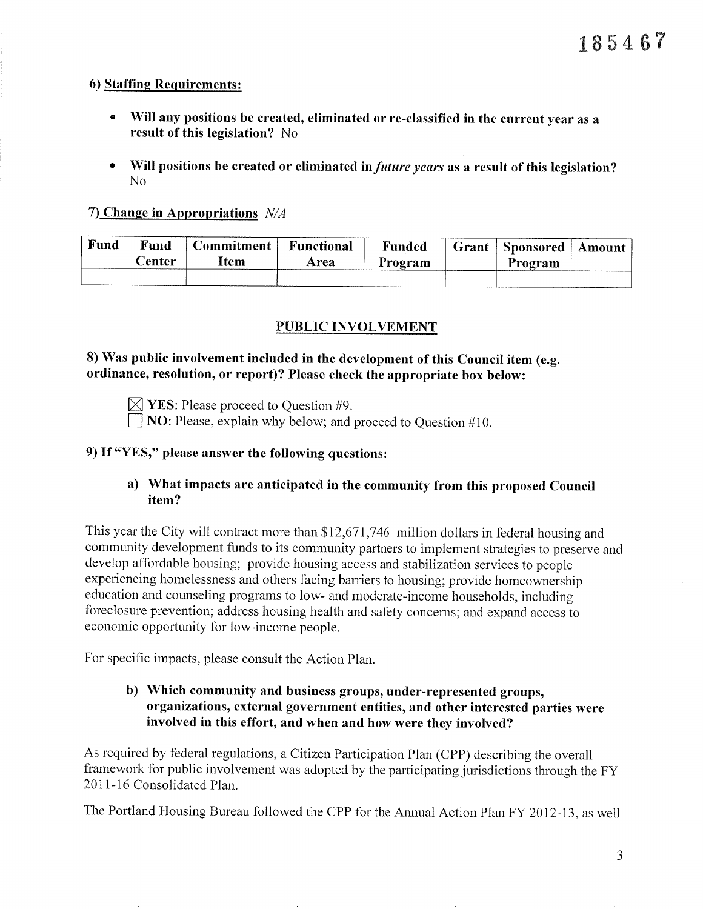185467

**6) Staffing Requirements:**

- **Will any positions be created, eliminated or re-classified in the current year as a result of this legislation?** No
- **Will positions be created or eliminated in *future years* as a result of this legislation?** No

**7) Change in Appropriations** *N/A*

| Fund | Fund Center | Commitment Item | Functional Area | Funded Program | Grant | Sponsored Program | Amount |
|---|---|---|---|---|---|---|---|
| | | | | | | | |

## PUBLIC INVOLVEMENT

**8) Was public involvement included in the development of this Council item (e.g. ordinance, resolution, or report)? Please check the appropriate box below:**

☒ **YES**: Please proceed to Question #9.
☐ **NO**: Please, explain why below; and proceed to Question #10.

**9) If "YES," please answer the following questions:**

**a) What impacts are anticipated in the community from this proposed Council item?**

This year the City will contract more than $12,671,746 million dollars in federal housing and community development funds to its community partners to implement strategies to preserve and develop affordable housing; provide housing access and stabilization services to people experiencing homelessness and others facing barriers to housing; provide homeownership education and counseling programs to low- and moderate-income households, including foreclosure prevention; address housing health and safety concerns; and expand access to economic opportunity for low-income people.

For specific impacts, please consult the Action Plan.

**b) Which community and business groups, under-represented groups, organizations, external government entities, and other interested parties were involved in this effort, and when and how were they involved?**

As required by federal regulations, a Citizen Participation Plan (CPP) describing the overall framework for public involvement was adopted by the participating jurisdictions through the FY 2011-16 Consolidated Plan.

The Portland Housing Bureau followed the CPP for the Annual Action Plan FY 2012-13, as well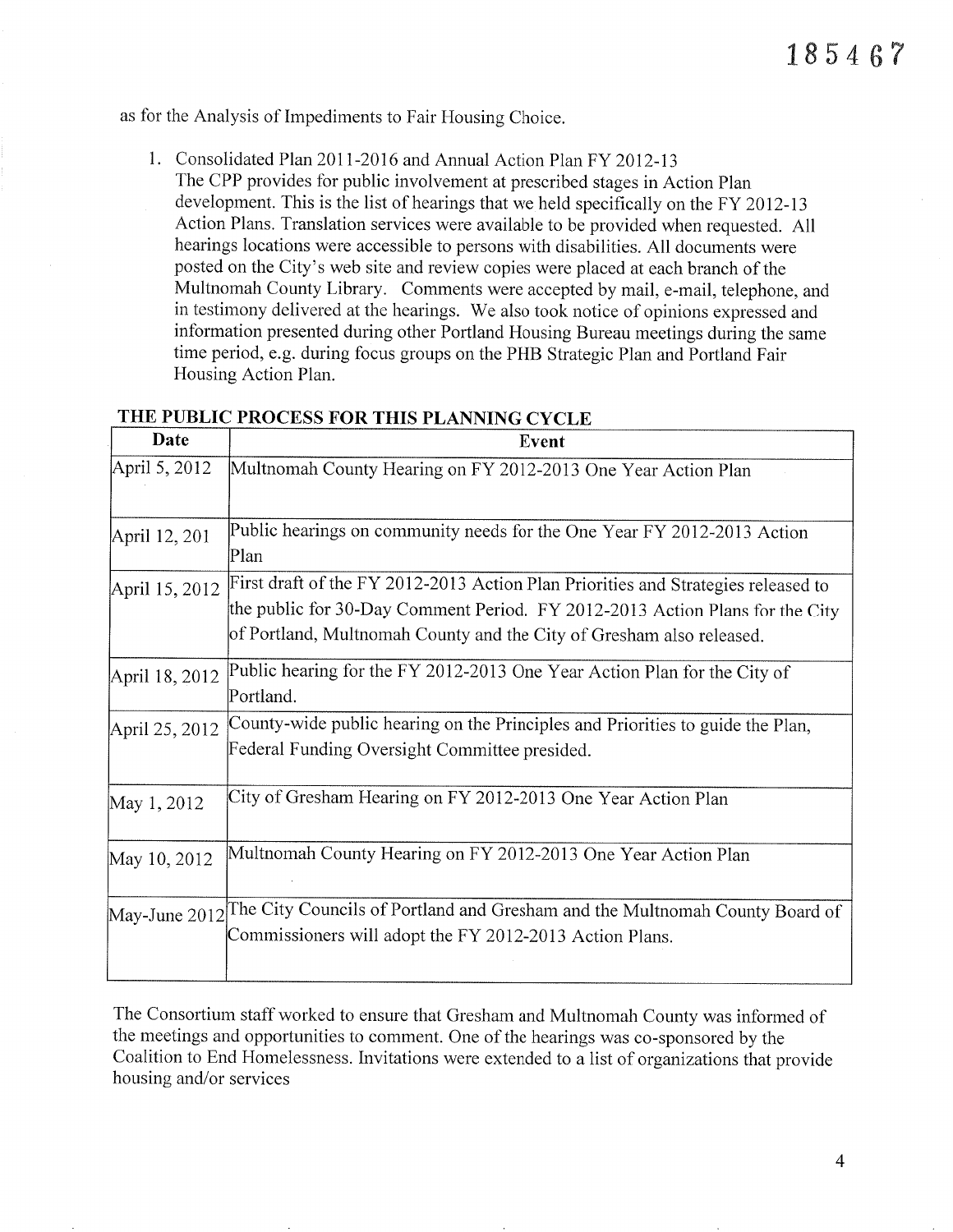as for the Analysis of Impediments to Fair Housing Choice.

1. Consolidated Plan 2011-2016 and Annual Action Plan FY 2012-13
   The CPP provides for public involvement at prescribed stages in Action Plan development. This is the list of hearings that we held specifically on the FY 2012-13 Action Plans. Translation services were available to be provided when requested. All hearings locations were accessible to persons with disabilities. All documents were posted on the City's web site and review copies were placed at each branch of the Multnomah County Library. Comments were accepted by mail, e-mail, telephone, and in testimony delivered at the hearings. We also took notice of opinions expressed and information presented during other Portland Housing Bureau meetings during the same time period, e.g. during focus groups on the PHB Strategic Plan and Portland Fair Housing Action Plan.

**THE PUBLIC PROCESS FOR THIS PLANNING CYCLE**

| Date | Event |
|---|---|
| April 5, 2012 | Multnomah County Hearing on FY 2012-2013 One Year Action Plan |
| April 12, 201 | Public hearings on community needs for the One Year FY 2012-2013 Action Plan |
| April 15, 2012 | First draft of the FY 2012-2013 Action Plan Priorities and Strategies released to the public for 30-Day Comment Period. FY 2012-2013 Action Plans for the City of Portland, Multnomah County and the City of Gresham also released. |
| April 18, 2012 | Public hearing for the FY 2012-2013 One Year Action Plan for the City of Portland. |
| April 25, 2012 | County-wide public hearing on the Principles and Priorities to guide the Plan, Federal Funding Oversight Committee presided. |
| May 1, 2012 | City of Gresham Hearing on FY 2012-2013 One Year Action Plan |
| May 10, 2012 | Multnomah County Hearing on FY 2012-2013 One Year Action Plan |
| May-June 2012 | The City Councils of Portland and Gresham and the Multnomah County Board of Commissioners will adopt the FY 2012-2013 Action Plans. |

The Consortium staff worked to ensure that Gresham and Multnomah County was informed of the meetings and opportunities to comment. One of the hearings was co-sponsored by the Coalition to End Homelessness. Invitations were extended to a list of organizations that provide housing and/or services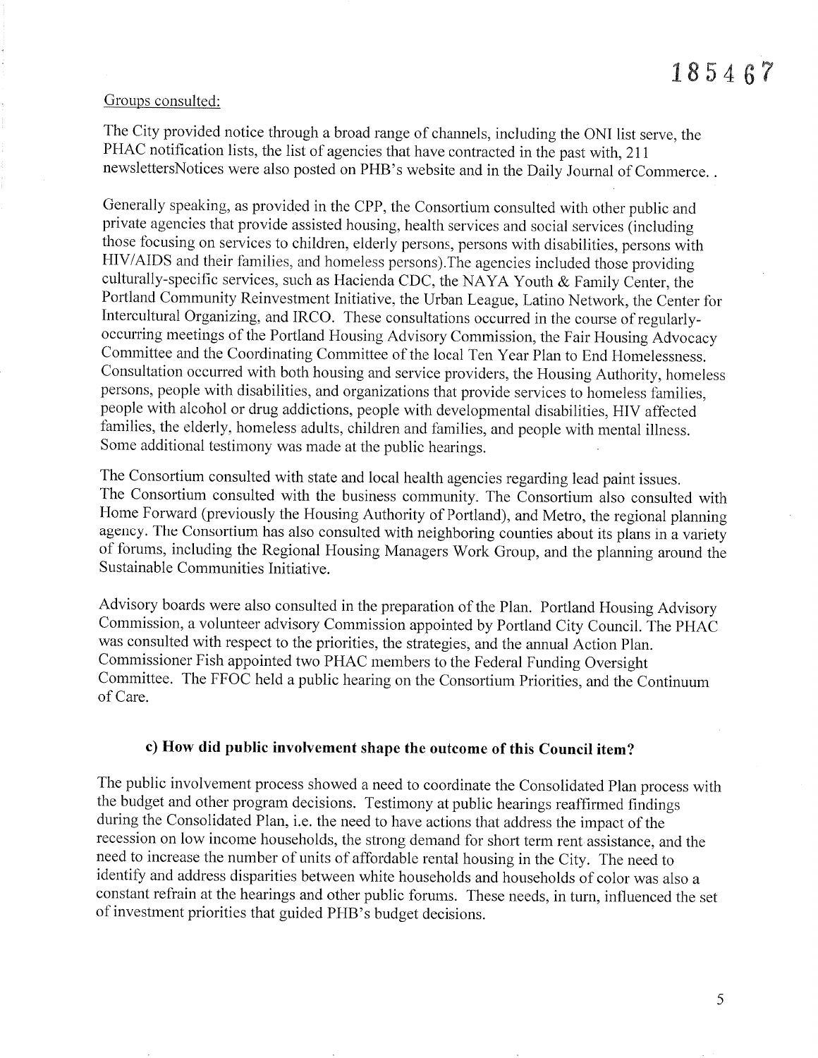185467

Groups consulted:

The City provided notice through a broad range of channels, including the ONI list serve, the PHAC notification lists, the list of agencies that have contracted in the past with, 211 newslettersNotices were also posted on PHB's website and in the Daily Journal of Commerce. .

Generally speaking, as provided in the CPP, the Consortium consulted with other public and private agencies that provide assisted housing, health services and social services (including those focusing on services to children, elderly persons, persons with disabilities, persons with HIV/AIDS and their families, and homeless persons).The agencies included those providing culturally-specific services, such as Hacienda CDC, the NAYA Youth & Family Center, the Portland Community Reinvestment Initiative, the Urban League, Latino Network, the Center for Intercultural Organizing, and IRCO. These consultations occurred in the course of regularly-occurring meetings of the Portland Housing Advisory Commission, the Fair Housing Advocacy Committee and the Coordinating Committee of the local Ten Year Plan to End Homelessness. Consultation occurred with both housing and service providers, the Housing Authority, homeless persons, people with disabilities, and organizations that provide services to homeless families, people with alcohol or drug addictions, people with developmental disabilities, HIV affected families, the elderly, homeless adults, children and families, and people with mental illness. Some additional testimony was made at the public hearings.

The Consortium consulted with state and local health agencies regarding lead paint issues. The Consortium consulted with the business community. The Consortium also consulted with Home Forward (previously the Housing Authority of Portland), and Metro, the regional planning agency. The Consortium has also consulted with neighboring counties about its plans in a variety of forums, including the Regional Housing Managers Work Group, and the planning around the Sustainable Communities Initiative.

Advisory boards were also consulted in the preparation of the Plan. Portland Housing Advisory Commission, a volunteer advisory Commission appointed by Portland City Council. The PHAC was consulted with respect to the priorities, the strategies, and the annual Action Plan. Commissioner Fish appointed two PHAC members to the Federal Funding Oversight Committee. The FFOC held a public hearing on the Consortium Priorities, and the Continuum of Care.

### c) How did public involvement shape the outcome of this Council item?

The public involvement process showed a need to coordinate the Consolidated Plan process with the budget and other program decisions. Testimony at public hearings reaffirmed findings during the Consolidated Plan, i.e. the need to have actions that address the impact of the recession on low income households, the strong demand for short term rent assistance, and the need to increase the number of units of affordable rental housing in the City. The need to identify and address disparities between white households and households of color was also a constant refrain at the hearings and other public forums. These needs, in turn, influenced the set of investment priorities that guided PHB's budget decisions.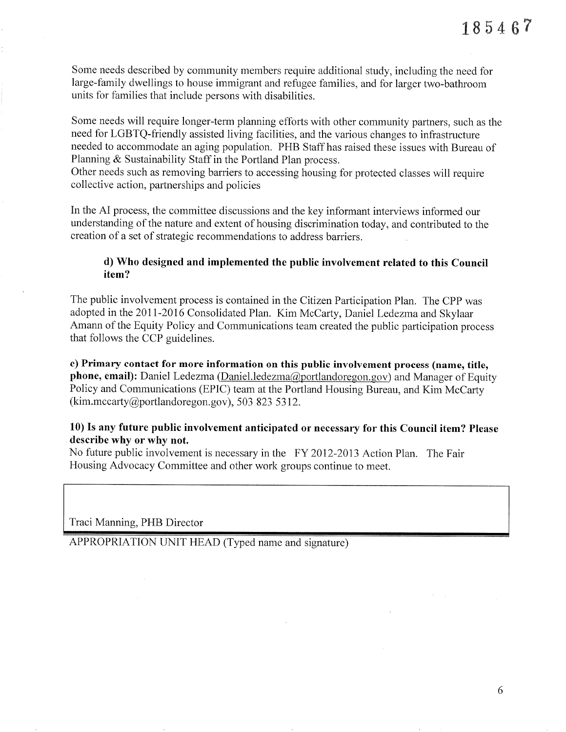185467

Some needs described by community members require additional study, including the need for large-family dwellings to house immigrant and refugee families, and for larger two-bathroom units for families that include persons with disabilities.

Some needs will require longer-term planning efforts with other community partners, such as the need for LGBTQ-friendly assisted living facilities, and the various changes to infrastructure needed to accommodate an aging population. PHB Staff has raised these issues with Bureau of Planning & Sustainability Staff in the Portland Plan process.
Other needs such as removing barriers to accessing housing for protected classes will require collective action, partnerships and policies

In the AI process, the committee discussions and the key informant interviews informed our understanding of the nature and extent of housing discrimination today, and contributed to the creation of a set of strategic recommendations to address barriers.

**d) Who designed and implemented the public involvement related to this Council item?**

The public involvement process is contained in the Citizen Participation Plan. The CPP was adopted in the 2011-2016 Consolidated Plan. Kim McCarty, Daniel Ledezma and Skylaar Amann of the Equity Policy and Communications team created the public participation process that follows the CCP guidelines.

**e) Primary contact for more information on this public involvement process (name, title, phone, email):** Daniel Ledezma (Daniel.ledezma@portlandoregon.gov) and Manager of Equity Policy and Communications (EPIC) team at the Portland Housing Bureau, and Kim McCarty (kim.mccarty@portlandoregon.gov), 503 823 5312.

**10) Is any future public involvement anticipated or necessary for this Council item? Please describe why or why not.**
No future public involvement is necessary in the FY 2012-2013 Action Plan. The Fair Housing Advocacy Committee and other work groups continue to meet.

Traci Manning, PHB Director

APPROPRIATION UNIT HEAD (Typed name and signature)